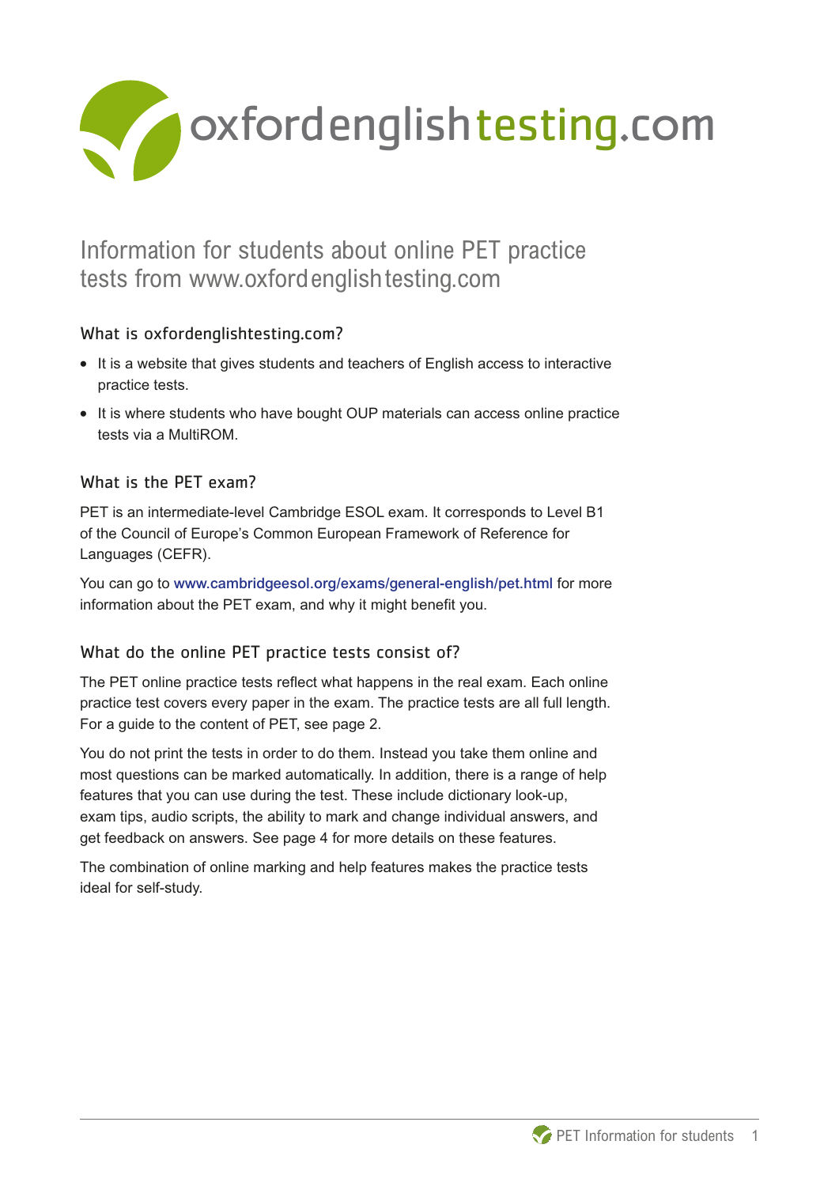oxfordenglishtesting.com

# Information for students about online PET practice tests from www.oxfordenglishtesting.com

## What is oxfordenglishtesting.com?

- It is a website that gives students and teachers of English access to interactive practice tests.
- It is where students who have bought OUP materials can access online practice tests via a MultiROM.

## What is the PET exam?

PET is an intermediate-level Cambridge ESOL exam. It corresponds to Level B1 of the Council of Europe's Common European Framework of Reference for Languages (CEFR).

You can go to www.cambridgeesol.org/exams/general-english/pet.html for more information about the PET exam, and why it might benefit you.

## What do the online PET practice tests consist of?

The PET online practice tests reflect what happens in the real exam. Each online practice test covers every paper in the exam. The practice tests are all full length. For a guide to the content of PET, see page 2.

You do not print the tests in order to do them. Instead you take them online and most questions can be marked automatically. In addition, there is a range of help features that you can use during the test. These include dictionary look-up, exam tips, audio scripts, the ability to mark and change individual answers, and get feedback on answers. See page 4 for more details on these features.

The combination of online marking and help features makes the practice tests ideal for self-study.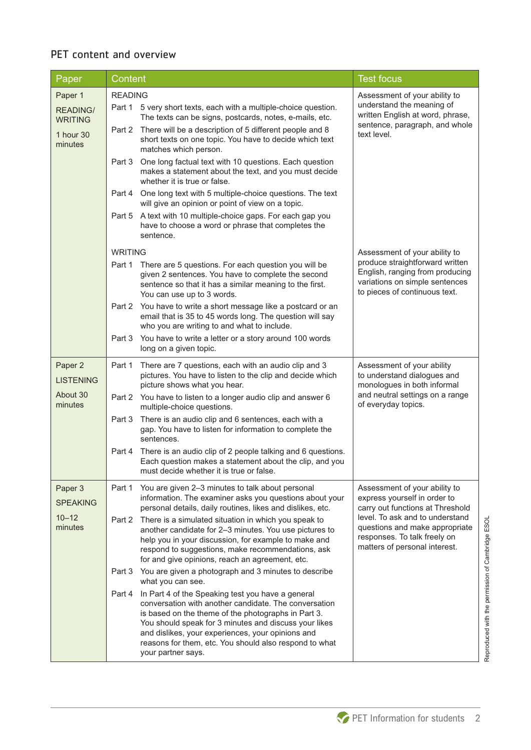## PET content and overview

| Paper | Content | Test focus |
|---|---|---|
| Paper 1<br>READING/ WRITING<br>1 hour 30 minutes | READING<br>Part 1 5 very short texts, each with a multiple-choice question. The texts can be signs, postcards, notes, e-mails, etc.<br>Part 2 There will be a description of 5 different people and 8 short texts on one topic. You have to decide which text matches which person.<br>Part 3 One long factual text with 10 questions. Each question makes a statement about the text, and you must decide whether it is true or false.<br>Part 4 One long text with 5 multiple-choice questions. The text will give an opinion or point of view on a topic.<br>Part 5 A text with 10 multiple-choice gaps. For each gap you have to choose a word or phrase that completes the sentence. | Assessment of your ability to understand the meaning of written English at word, phrase, sentence, paragraph, and whole text level. |
| | WRITING<br>Part 1 There are 5 questions. For each question you will be given 2 sentences. You have to complete the second sentence so that it has a similar meaning to the first. You can use up to 3 words.<br>Part 2 You have to write a short message like a postcard or an email that is 35 to 45 words long. The question will say who you are writing to and what to include.<br>Part 3 You have to write a letter or a story around 100 words long on a given topic. | Assessment of your ability to produce straightforward written English, ranging from producing variations on simple sentences to pieces of continuous text. |
| Paper 2<br>LISTENING<br>About 30 minutes | Part 1 There are 7 questions, each with an audio clip and 3 pictures. You have to listen to the clip and decide which picture shows what you hear.<br>Part 2 You have to listen to a longer audio clip and answer 6 multiple-choice questions.<br>Part 3 There is an audio clip and 6 sentences, each with a gap. You have to listen for information to complete the sentences.<br>Part 4 There is an audio clip of 2 people talking and 6 questions. Each question makes a statement about the clip, and you must decide whether it is true or false. | Assessment of your ability to understand dialogues and monologues in both informal and neutral settings on a range of everyday topics. |
| Paper 3<br>SPEAKING<br>10–12 minutes | Part 1 You are given 2–3 minutes to talk about personal information. The examiner asks you questions about your personal details, daily routines, likes and dislikes, etc.<br>Part 2 There is a simulated situation in which you speak to another candidate for 2–3 minutes. You use pictures to help you in your discussion, for example to make and respond to suggestions, make recommendations, ask for and give opinions, reach an agreement, etc.<br>Part 3 You are given a photograph and 3 minutes to describe what you can see.<br>Part 4 In Part 4 of the Speaking test you have a general conversation with another candidate. The conversation is based on the theme of the photographs in Part 3. You should speak for 3 minutes and discuss your likes and dislikes, your experiences, your opinions and reasons for them, etc. You should also respond to what your partner says. | Assessment of your ability to express yourself in order to carry out functions at Threshold level. To ask and to understand questions and make appropriate responses. To talk freely on matters of personal interest. |

Reproduced with the permission of Cambridge ESOL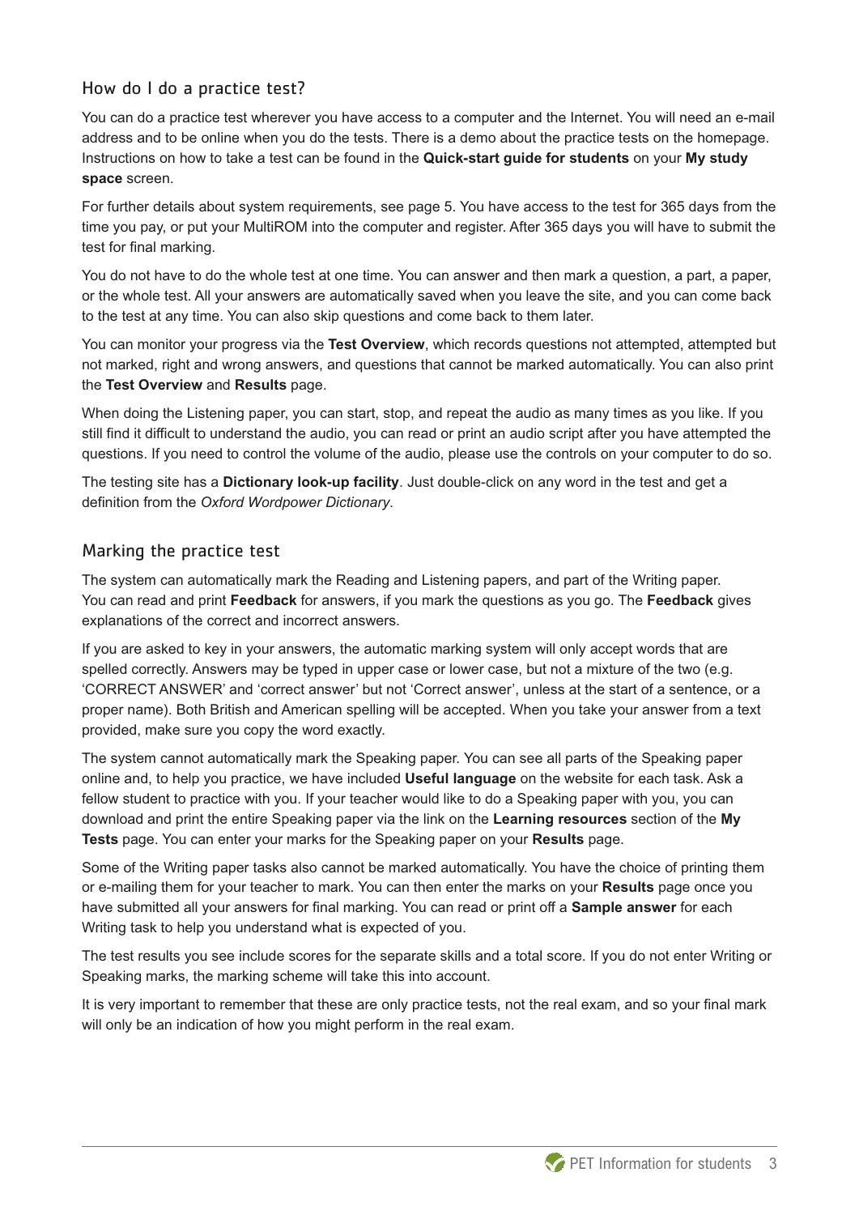## How do I do a practice test?

You can do a practice test wherever you have access to a computer and the Internet. You will need an e-mail address and to be online when you do the tests. There is a demo about the practice tests on the homepage. Instructions on how to take a test can be found in the **Quick-start guide for students** on your **My study space** screen.

For further details about system requirements, see page 5. You have access to the test for 365 days from the time you pay, or put your MultiROM into the computer and register. After 365 days you will have to submit the test for final marking.

You do not have to do the whole test at one time. You can answer and then mark a question, a part, a paper, or the whole test. All your answers are automatically saved when you leave the site, and you can come back to the test at any time. You can also skip questions and come back to them later.

You can monitor your progress via the **Test Overview**, which records questions not attempted, attempted but not marked, right and wrong answers, and questions that cannot be marked automatically. You can also print the **Test Overview** and **Results** page.

When doing the Listening paper, you can start, stop, and repeat the audio as many times as you like. If you still find it difficult to understand the audio, you can read or print an audio script after you have attempted the questions. If you need to control the volume of the audio, please use the controls on your computer to do so.

The testing site has a **Dictionary look-up facility**. Just double-click on any word in the test and get a definition from the *Oxford Wordpower Dictionary*.

## Marking the practice test

The system can automatically mark the Reading and Listening papers, and part of the Writing paper. You can read and print **Feedback** for answers, if you mark the questions as you go. The **Feedback** gives explanations of the correct and incorrect answers.

If you are asked to key in your answers, the automatic marking system will only accept words that are spelled correctly. Answers may be typed in upper case or lower case, but not a mixture of the two (e.g. 'CORRECT ANSWER' and 'correct answer' but not 'Correct answer', unless at the start of a sentence, or a proper name). Both British and American spelling will be accepted. When you take your answer from a text provided, make sure you copy the word exactly.

The system cannot automatically mark the Speaking paper. You can see all parts of the Speaking paper online and, to help you practice, we have included **Useful language** on the website for each task. Ask a fellow student to practice with you. If your teacher would like to do a Speaking paper with you, you can download and print the entire Speaking paper via the link on the **Learning resources** section of the **My Tests** page. You can enter your marks for the Speaking paper on your **Results** page.

Some of the Writing paper tasks also cannot be marked automatically. You have the choice of printing them or e-mailing them for your teacher to mark. You can then enter the marks on your **Results** page once you have submitted all your answers for final marking. You can read or print off a **Sample answer** for each Writing task to help you understand what is expected of you.

The test results you see include scores for the separate skills and a total score. If you do not enter Writing or Speaking marks, the marking scheme will take this into account.

It is very important to remember that these are only practice tests, not the real exam, and so your final mark will only be an indication of how you might perform in the real exam.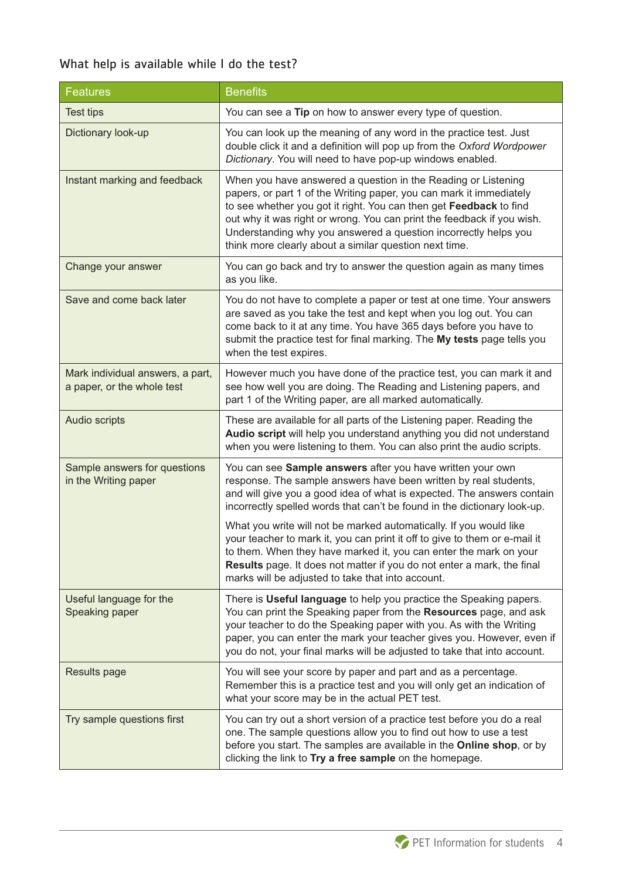## What help is available while I do the test?

| Features | Benefits |
| --- | --- |
| Test tips | You can see a **Tip** on how to answer every type of question. |
| Dictionary look-up | You can look up the meaning of any word in the practice test. Just double click it and a definition will pop up from the *Oxford Wordpower Dictionary*. You will need to have pop-up windows enabled. |
| Instant marking and feedback | When you have answered a question in the Reading or Listening papers, or part 1 of the Writing paper, you can mark it immediately to see whether you got it right. You can then get **Feedback** to find out why it was right or wrong. You can print the feedback if you wish. Understanding why you answered a question incorrectly helps you think more clearly about a similar question next time. |
| Change your answer | You can go back and try to answer the question again as many times as you like. |
| Save and come back later | You do not have to complete a paper or test at one time. Your answers are saved as you take the test and kept when you log out. You can come back to it at any time. You have 365 days before you have to submit the practice test for final marking. The **My tests** page tells you when the test expires. |
| Mark individual answers, a part, a paper, or the whole test | However much you have done of the practice test, you can mark it and see how well you are doing. The Reading and Listening papers, and part 1 of the Writing paper, are all marked automatically. |
| Audio scripts | These are available for all parts of the Listening paper. Reading the **Audio script** will help you understand anything you did not understand when you were listening to them. You can also print the audio scripts. |
| Sample answers for questions in the Writing paper | You can see **Sample answers** after you have written your own response. The sample answers have been written by real students, and will give you a good idea of what is expected. The answers contain incorrectly spelled words that can't be found in the dictionary look-up.<br><br>What you write will not be marked automatically. If you would like your teacher to mark it, you can print it off to give to them or e-mail it to them. When they have marked it, you can enter the mark on your **Results** page. It does not matter if you do not enter a mark, the final marks will be adjusted to take that into account. |
| Useful language for the Speaking paper | There is **Useful language** to help you practice the Speaking papers. You can print the Speaking paper from the **Resources** page, and ask your teacher to do the Speaking paper with you. As with the Writing paper, you can enter the mark your teacher gives you. However, even if you do not, your final marks will be adjusted to take that into account. |
| Results page | You will see your score by paper and part and as a percentage. Remember this is a practice test and you will only get an indication of what your score may be in the actual PET test. |
| Try sample questions first | You can try out a short version of a practice test before you do a real one. The sample questions allow you to find out how to use a test before you start. The samples are available in the **Online shop**, or by clicking the link to **Try a free sample** on the homepage. |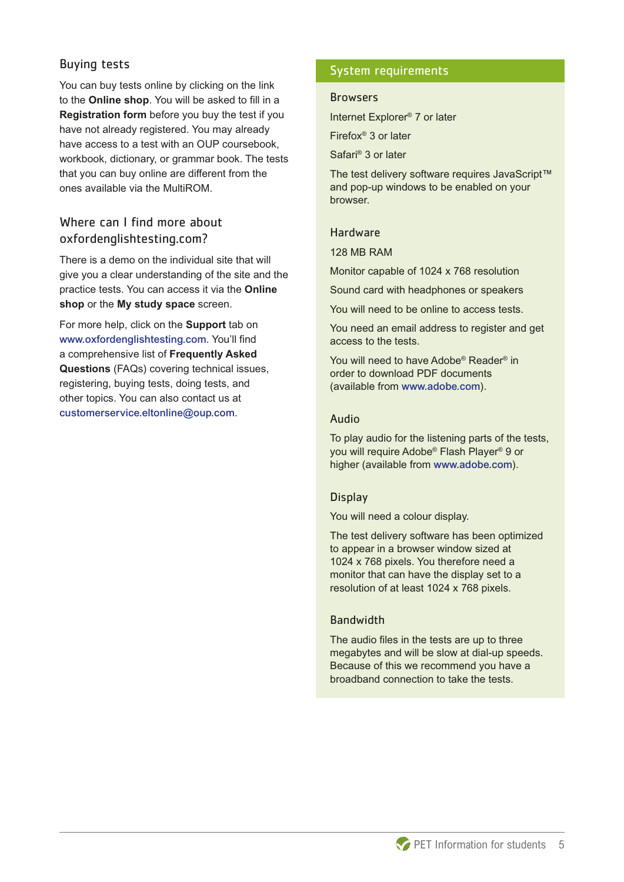## Buying tests

You can buy tests online by clicking on the link to the **Online shop**. You will be asked to fill in a **Registration form** before you buy the test if you have not already registered. You may already have access to a test with an OUP coursebook, workbook, dictionary, or grammar book. The tests that you can buy online are different from the ones available via the MultiROM.

## Where can I find more about oxfordenglishtesting.com?

There is a demo on the individual site that will give you a clear understanding of the site and the practice tests. You can access it via the **Online shop** or the **My study space** screen.

For more help, click on the **Support** tab on www.oxfordenglishtesting.com. You'll find a comprehensive list of **Frequently Asked Questions** (FAQs) covering technical issues, registering, buying tests, doing tests, and other topics. You can also contact us at customerservice.eltonline@oup.com.

## System requirements

### Browsers

Internet Explorer® 7 or later

Firefox® 3 or later

Safari® 3 or later

The test delivery software requires JavaScript™ and pop-up windows to be enabled on your browser.

### Hardware

128 MB RAM

Monitor capable of 1024 x 768 resolution

Sound card with headphones or speakers

You will need to be online to access tests.

You need an email address to register and get access to the tests.

You will need to have Adobe® Reader® in order to download PDF documents (available from www.adobe.com).

### Audio

To play audio for the listening parts of the tests, you will require Adobe® Flash Player® 9 or higher (available from www.adobe.com).

### Display

You will need a colour display.

The test delivery software has been optimized to appear in a browser window sized at 1024 x 768 pixels. You therefore need a monitor that can have the display set to a resolution of at least 1024 x 768 pixels.

### Bandwidth

The audio files in the tests are up to three megabytes and will be slow at dial-up speeds. Because of this we recommend you have a broadband connection to take the tests.